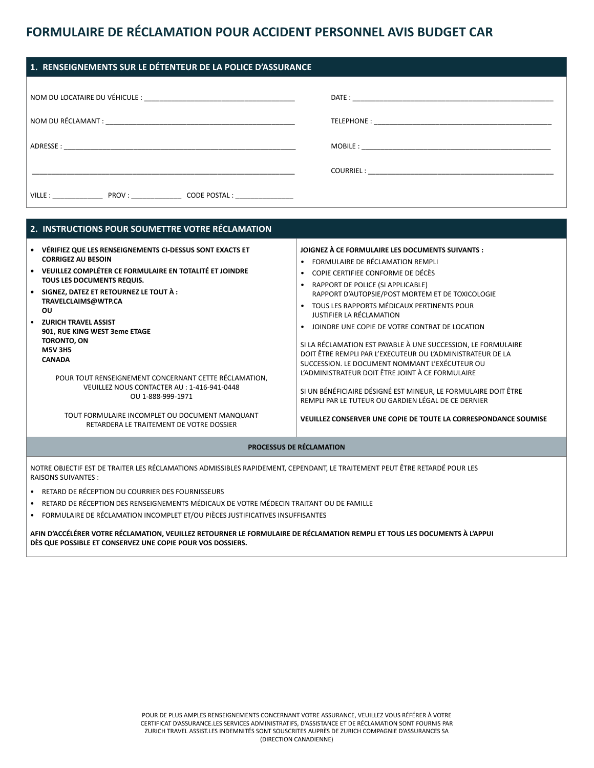# FORMULAIRE DE RÉCLAMATION POUR ACCIDENT PERSONNEL AVIS BUDGET CAR

## 1. RENSEIGNEMENTS SUR LE DÉTENTEUR DE LA POLICE D'ASSURANCE

NOM DU LOCATAIRE DU VÉHICULE : _______________________________________

NOM DU RÉCLAMANT : _______________________________________

ADRESSE : _______________________________________

_______________________________________

VILLE : _____________ PROV : _____________ CODE POSTAL : _______________

DATE : _______________________________________

TELEPHONE : _______________________________________

MOBILE : _______________________________________

COURRIEL : _______________________________________

## 2. INSTRUCTIONS POUR SOUMETTRE VOTRE RÉCLAMATION

- **VÉRIFIEZ QUE LES RENSEIGNEMENTS CI-DESSUS SONT EXACTS ET CORRIGEZ AU BESOIN**
- **VEUILLEZ COMPLÉTER CE FORMULAIRE EN TOTALITÉ ET JOINDRE TOUS LES DOCUMENTS REQUIS.**
- **SIGNEZ, DATEZ ET RETOURNEZ LE TOUT À : TRAVELCLAIMS@WTP.CA OU**
- **ZURICH TRAVEL ASSIST 901, RUE KING WEST 3eme ETAGE TORONTO, ON M5V 3H5 CANADA**

POUR TOUT RENSEIGNEMENT CONCERNANT CETTE RÉCLAMATION, VEUILLEZ NOUS CONTACTER AU : 1-416-941-0448 OU 1-888-999-1971

TOUT FORMULAIRE INCOMPLET OU DOCUMENT MANQUANT RETARDERA LE TRAITEMENT DE VOTRE DOSSIER

**JOIGNEZ À CE FORMULAIRE LES DOCUMENTS SUIVANTS :**

- FORMULAIRE DE RÉCLAMATION REMPLI
- COPIE CERTIFIEE CONFORME DE DÉCÈS
- RAPPORT DE POLICE (SI APPLICABLE) RAPPORT D'AUTOPSIE/POST MORTEM ET DE TOXICOLOGIE
- TOUS LES RAPPORTS MÉDICAUX PERTINENTS POUR JUSTIFIER LA RÉCLAMATION
- JOINDRE UNE COPIE DE VOTRE CONTRAT DE LOCATION

SI LA RÉCLAMATION EST PAYABLE À UNE SUCCESSION, LE FORMULAIRE DOIT ÊTRE REMPLI PAR L'EXECUTEUR OU L'ADMINISTRATEUR DE LA SUCCESSION. LE DOCUMENT NOMMANT L'EXÉCUTEUR OU L'ADMINISTRATEUR DOIT ÊTRE JOINT À CE FORMULAIRE

SI UN BÉNÉFICIAIRE DÉSIGNÉ EST MINEUR, LE FORMULAIRE DOIT ÊTRE REMPLI PAR LE TUTEUR OU GARDIEN LÉGAL DE CE DERNIER

**VEUILLEZ CONSERVER UNE COPIE DE TOUTE LA CORRESPONDANCE SOUMISE**

### PROCESSUS DE RÉCLAMATION

NOTRE OBJECTIF EST DE TRAITER LES RÉCLAMATIONS ADMISSIBLES RAPIDEMENT, CEPENDANT, LE TRAITEMENT PEUT ÊTRE RETARDÉ POUR LES RAISONS SUIVANTES :

- RETARD DE RÉCEPTION DU COURRIER DES FOURNISSEURS
- RETARD DE RÉCEPTION DES RENSEIGNEMENTS MÉDICAUX DE VOTRE MÉDECIN TRAITANT OU DE FAMILLE
- FORMULAIRE DE RÉCLAMATION INCOMPLET ET/OU PIÈCES JUSTIFICATIVES INSUFFISANTES

**AFIN D'ACCÉLÉRER VOTRE RÉCLAMATION, VEUILLEZ RETOURNER LE FORMULAIRE DE RÉCLAMATION REMPLI ET TOUS LES DOCUMENTS À L'APPUI DÈS QUE POSSIBLE ET CONSERVEZ UNE COPIE POUR VOS DOSSIERS.**

POUR DE PLUS AMPLES RENSEIGNEMENTS CONCERNANT VOTRE ASSURANCE, VEUILLEZ VOUS RÉFÉRER À VOTRE CERTIFICAT D'ASSURANCE.LES SERVICES ADMINISTRATIFS, D'ASSISTANCE ET DE RÉCLAMATION SONT FOURNIS PAR ZURICH TRAVEL ASSIST.LES INDEMNITÉS SONT SOUSCRITES AUPRÈS DE ZURICH COMPAGNIE D'ASSURANCES SA (DIRECTION CANADIENNE)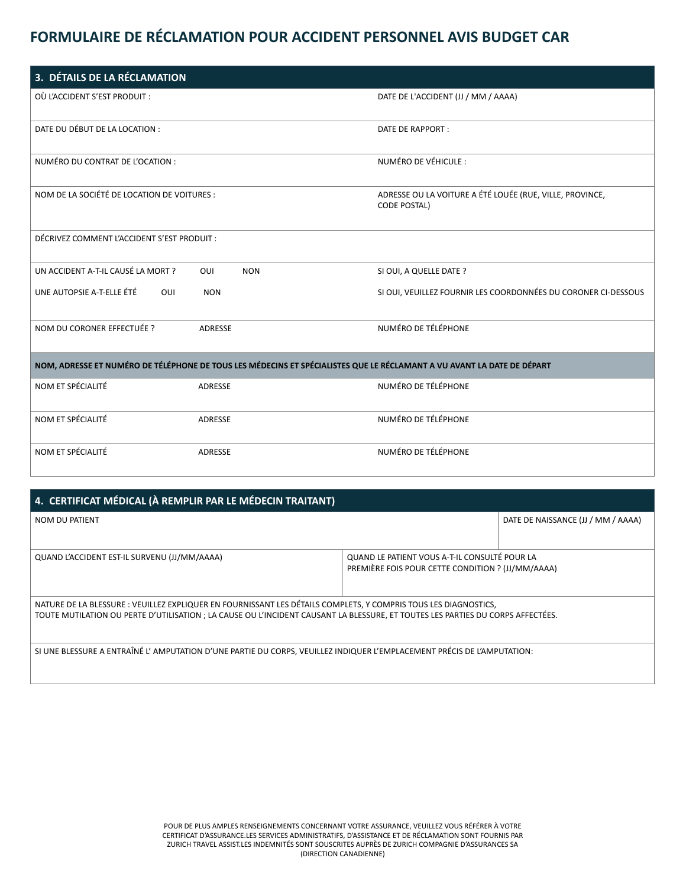# FORMULAIRE DE RÉCLAMATION POUR ACCIDENT PERSONNEL AVIS BUDGET CAR

## 3. DÉTAILS DE LA RÉCLAMATION

| | |
|---|---|
| OÙ L'ACCIDENT S'EST PRODUIT : | DATE DE L'ACCIDENT (JJ / MM / AAAA) |
| DATE DU DÉBUT DE LA LOCATION : | DATE DE RAPPORT : |
| NUMÉRO DU CONTRAT DE L'OCATION : | NUMÉRO DE VÉHICULE : |
| NOM DE LA SOCIÉTÉ DE LOCATION DE VOITURES : | ADRESSE OU LA VOITURE A ÉTÉ LOUÉE (RUE, VILLE, PROVINCE, CODE POSTAL) |
| DÉCRIVEZ COMMENT L'ACCIDENT S'EST PRODUIT : | |
| UN ACCIDENT A-T-IL CAUSÉ LA MORT ? OUI NON | SI OUI, A QUELLE DATE ? |
| UNE AUTOPSIE A-T-ELLE ÉTÉ OUI NON | SI OUI, VEUILLEZ FOURNIR LES COORDONNÉES DU CORONER CI-DESSOUS |

| | | |
|---|---|---|
| NOM DU CORONER EFFECTUÉE ? | ADRESSE | NUMÉRO DE TÉLÉPHONE |

**NOM, ADRESSE ET NUMÉRO DE TÉLÉPHONE DE TOUS LES MÉDECINS ET SPÉCIALISTES QUE LE RÉCLAMANT A VU AVANT LA DATE DE DÉPART**

| | | |
|---|---|---|
| NOM ET SPÉCIALITÉ | ADRESSE | NUMÉRO DE TÉLÉPHONE |
| NOM ET SPÉCIALITÉ | ADRESSE | NUMÉRO DE TÉLÉPHONE |
| NOM ET SPÉCIALITÉ | ADRESSE | NUMÉRO DE TÉLÉPHONE |

## 4. CERTIFICAT MÉDICAL (À REMPLIR PAR LE MÉDECIN TRAITANT)

| | |
|---|---|
| NOM DU PATIENT | DATE DE NAISSANCE (JJ / MM / AAAA) |
| QUAND L'ACCIDENT EST-IL SURVENU (JJ/MM/AAAA) | QUAND LE PATIENT VOUS A-T-IL CONSULTÉ POUR LA PREMIÈRE FOIS POUR CETTE CONDITION ? (JJ/MM/AAAA) |

NATURE DE LA BLESSURE : VEUILLEZ EXPLIQUER EN FOURNISSANT LES DÉTAILS COMPLETS, Y COMPRIS TOUS LES DIAGNOSTICS, TOUTE MUTILATION OU PERTE D'UTILISATION ; LA CAUSE OU L'INCIDENT CAUSANT LA BLESSURE, ET TOUTES LES PARTIES DU CORPS AFFECTÉES.

SI UNE BLESSURE A ENTRAÎNÉ L' AMPUTATION D'UNE PARTIE DU CORPS, VEUILLEZ INDIQUER L'EMPLACEMENT PRÉCIS DE L'AMPUTATION:

POUR DE PLUS AMPLES RENSEIGNEMENTS CONCERNANT VOTRE ASSURANCE, VEUILLEZ VOUS RÉFÉRER À VOTRE CERTIFICAT D'ASSURANCE.LES SERVICES ADMINISTRATIFS, D'ASSISTANCE ET DE RÉCLAMATION SONT FOURNIS PAR ZURICH TRAVEL ASSIST.LES INDEMNITÉS SONT SOUSCRITES AUPRÈS DE ZURICH COMPAGNIE D'ASSURANCES SA (DIRECTION CANADIENNE)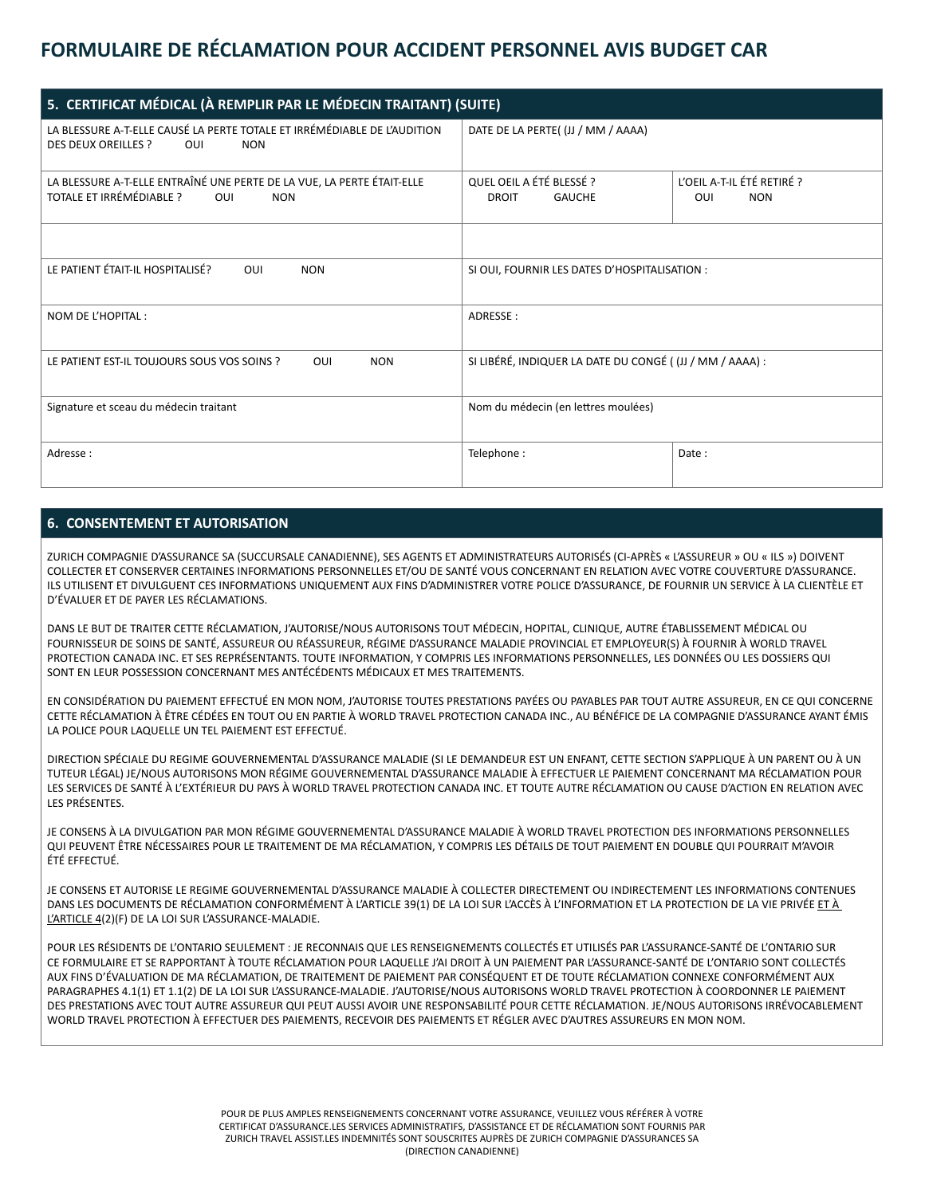# FORMULAIRE DE RÉCLAMATION POUR ACCIDENT PERSONNEL AVIS BUDGET CAR

## 5. CERTIFICAT MÉDICAL (À REMPLIR PAR LE MÉDECIN TRAITANT) (SUITE)

| | | |
|---|---|---|
| LA BLESSURE A-T-ELLE CAUSÉ LA PERTE TOTALE ET IRRÉMÉDIABLE DE L'AUDITION DES DEUX OREILLES ? OUI NON | DATE DE LA PERTE( (JJ / MM / AAAA) | |
| LA BLESSURE A-T-ELLE ENTRAÎNÉ UNE PERTE DE LA VUE, LA PERTE ÉTAIT-ELLE TOTALE ET IRRÉMÉDIABLE ? OUI NON | QUEL OEIL A ÉTÉ BLESSÉ ? DROIT GAUCHE | L'OEIL A-T-IL ÉTÉ RETIRÉ ? OUI NON |
| | | |
| LE PATIENT ÉTAIT-IL HOSPITALISÉ? OUI NON | SI OUI, FOURNIR LES DATES D'HOSPITALISATION : | |
| NOM DE L'HOPITAL : | ADRESSE : | |
| LE PATIENT EST-IL TOUJOURS SOUS VOS SOINS ? OUI NON | SI LIBÉRÉ, INDIQUER LA DATE DU CONGÉ ( (JJ / MM / AAAA) : | |
| Signature et sceau du médecin traitant | Nom du médecin (en lettres moulées) | |
| Adresse : | Telephone : | Date : |

## 6. CONSENTEMENT ET AUTORISATION

ZURICH COMPAGNIE D'ASSURANCE SA (SUCCURSALE CANADIENNE), SES AGENTS ET ADMINISTRATEURS AUTORISÉS (CI-APRÈS « L'ASSUREUR » OU « ILS ») DOIVENT COLLECTER ET CONSERVER CERTAINES INFORMATIONS PERSONNELLES ET/OU DE SANTÉ VOUS CONCERNANT EN RELATION AVEC VOTRE COUVERTURE D'ASSURANCE. ILS UTILISENT ET DIVULGUENT CES INFORMATIONS UNIQUEMENT AUX FINS D'ADMINISTRER VOTRE POLICE D'ASSURANCE, DE FOURNIR UN SERVICE À LA CLIENTÈLE ET D'ÉVALUER ET DE PAYER LES RÉCLAMATIONS.

DANS LE BUT DE TRAITER CETTE RÉCLAMATION, J'AUTORISE/NOUS AUTORISONS TOUT MÉDECIN, HOPITAL, CLINIQUE, AUTRE ÉTABLISSEMENT MÉDICAL OU FOURNISSEUR DE SOINS DE SANTÉ, ASSUREUR OU RÉASSUREUR, RÉGIME D'ASSURANCE MALADIE PROVINCIAL ET EMPLOYEUR(S) À FOURNIR À WORLD TRAVEL PROTECTION CANADA INC. ET SES REPRÉSENTANTS. TOUTE INFORMATION, Y COMPRIS LES INFORMATIONS PERSONNELLES, LES DONNÉES OU LES DOSSIERS QUI SONT EN LEUR POSSESSION CONCERNANT MES ANTÉCÉDENTS MÉDICAUX ET MES TRAITEMENTS.

EN CONSIDÉRATION DU PAIEMENT EFFECTUÉ EN MON NOM, J'AUTORISE TOUTES PRESTATIONS PAYÉES OU PAYABLES PAR TOUT AUTRE ASSUREUR, EN CE QUI CONCERNE CETTE RÉCLAMATION À ÊTRE CÉDÉES EN TOUT OU EN PARTIE À WORLD TRAVEL PROTECTION CANADA INC., AU BÉNÉFICE DE LA COMPAGNIE D'ASSURANCE AYANT ÉMIS LA POLICE POUR LAQUELLE UN TEL PAIEMENT EST EFFECTUÉ.

DIRECTION SPÉCIALE DU REGIME GOUVERNEMENTAL D'ASSURANCE MALADIE (SI LE DEMANDEUR EST UN ENFANT, CETTE SECTION S'APPLIQUE À UN PARENT OU À UN TUTEUR LÉGAL) JE/NOUS AUTORISONS MON RÉGIME GOUVERNEMENTAL D'ASSURANCE MALADIE À EFFECTUER LE PAIEMENT CONCERNANT MA RÉCLAMATION POUR LES SERVICES DE SANTÉ À L'EXTÉRIEUR DU PAYS À WORLD TRAVEL PROTECTION CANADA INC. ET TOUTE AUTRE RÉCLAMATION OU CAUSE D'ACTION EN RELATION AVEC LES PRÉSENTES.

JE CONSENS À LA DIVULGATION PAR MON RÉGIME GOUVERNEMENTAL D'ASSURANCE MALADIE À WORLD TRAVEL PROTECTION DES INFORMATIONS PERSONNELLES QUI PEUVENT ÊTRE NÉCESSAIRES POUR LE TRAITEMENT DE MA RÉCLAMATION, Y COMPRIS LES DÉTAILS DE TOUT PAIEMENT EN DOUBLE QUI POURRAIT M'AVOIR ÉTÉ EFFECTUÉ.

JE CONSENS ET AUTORISE LE REGIME GOUVERNEMENTAL D'ASSURANCE MALADIE À COLLECTER DIRECTEMENT OU INDIRECTEMENT LES INFORMATIONS CONTENUES DANS LES DOCUMENTS DE RÉCLAMATION CONFORMÉMENT À L'ARTICLE 39(1) DE LA LOI SUR L'ACCÈS À L'INFORMATION ET LA PROTECTION DE LA VIE PRIVÉE ET À L'ARTICLE 4(2)(F) DE LA LOI SUR L'ASSURANCE-MALADIE.

POUR LES RÉSIDENTS DE L'ONTARIO SEULEMENT : JE RECONNAIS QUE LES RENSEIGNEMENTS COLLECTÉS ET UTILISÉS PAR L'ASSURANCE-SANTÉ DE L'ONTARIO SUR CE FORMULAIRE ET SE RAPPORTANT À TOUTE RÉCLAMATION POUR LAQUELLE J'AI DROIT À UN PAIEMENT PAR L'ASSURANCE-SANTÉ DE L'ONTARIO SONT COLLECTÉS AUX FINS D'ÉVALUATION DE MA RÉCLAMATION, DE TRAITEMENT DE PAIEMENT PAR CONSÉQUENT ET DE TOUTE RÉCLAMATION CONNEXE CONFORMÉMENT AUX PARAGRAPHES 4.1(1) ET 1.1(2) DE LA LOI SUR L'ASSURANCE-MALADIE. J'AUTORISE/NOUS AUTORISONS WORLD TRAVEL PROTECTION À COORDONNER LE PAIEMENT DES PRESTATIONS AVEC TOUT AUTRE ASSUREUR QUI PEUT AUSSI AVOIR UNE RESPONSABILITÉ POUR CETTE RÉCLAMATION. JE/NOUS AUTORISONS IRRÉVOCABLEMENT WORLD TRAVEL PROTECTION À EFFECTUER DES PAIEMENTS, RECEVOIR DES PAIEMENTS ET RÉGLER AVEC D'AUTRES ASSUREURS EN MON NOM.

POUR DE PLUS AMPLES RENSEIGNEMENTS CONCERNANT VOTRE ASSURANCE, VEUILLEZ VOUS RÉFÉRER À VOTRE CERTIFICAT D'ASSURANCE.LES SERVICES ADMINISTRATIFS, D'ASSISTANCE ET DE RÉCLAMATION SONT FOURNIS PAR ZURICH TRAVEL ASSIST.LES INDEMNITÉS SONT SOUSCRITES AUPRÈS DE ZURICH COMPAGNIE D'ASSURANCES SA (DIRECTION CANADIENNE)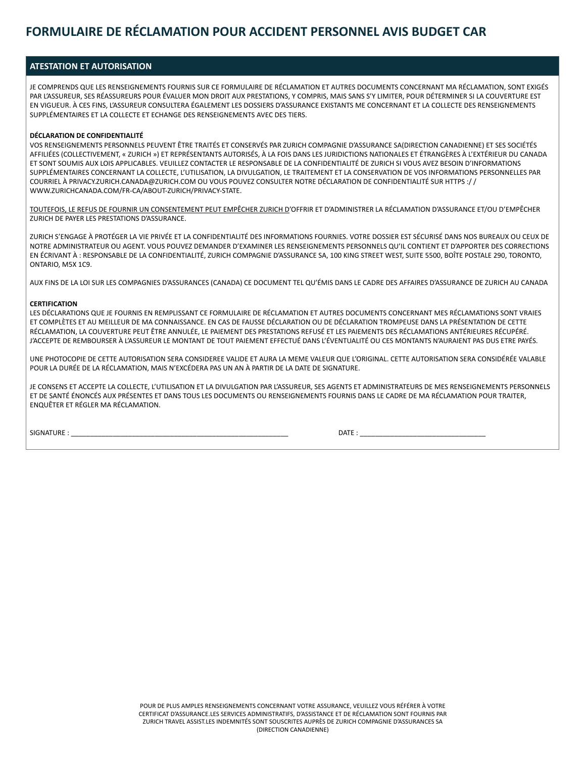# FORMULAIRE DE RÉCLAMATION POUR ACCIDENT PERSONNEL AVIS BUDGET CAR

## ATESTATION ET AUTORISATION

JE COMPRENDS QUE LES RENSEIGNEMENTS FOURNIS SUR CE FORMULAIRE DE RÉCLAMATION ET AUTRES DOCUMENTS CONCERNANT MA RÉCLAMATION, SONT EXIGÉS PAR L'ASSUREUR, SES RÉASSUREURS POUR ÉVALUER MON DROIT AUX PRESTATIONS, Y COMPRIS, MAIS SANS S'Y LIMITER, POUR DÉTERMINER SI LA COUVERTURE EST EN VIGUEUR. À CES FINS, L'ASSUREUR CONSULTERA ÉGALEMENT LES DOSSIERS D'ASSURANCE EXISTANTS ME CONCERNANT ET LA COLLECTE DES RENSEIGNEMENTS SUPPLÉMENTAIRES ET LA COLLECTE ET ECHANGE DES RENSEIGNEMENTS AVEC DES TIERS.

**DÉCLARATION DE CONFIDENTIALITÉ**

VOS RENSEIGNEMENTS PERSONNELS PEUVENT ÊTRE TRAITÉS ET CONSERVÉS PAR ZURICH COMPAGNIE D'ASSURANCE SA(DIRECTION CANADIENNE) ET SES SOCIÉTÉS AFFILIÉES (COLLECTIVEMENT, « ZURICH ») ET REPRÉSENTANTS AUTORISÉS, À LA FOIS DANS LES JURIDICTIONS NATIONALES ET ÉTRANGÈRES À L'EXTÉRIEUR DU CANADA ET SONT SOUMIS AUX LOIS APPLICABLES. VEUILLEZ CONTACTER LE RESPONSABLE DE LA CONFIDENTIALITÉ DE ZURICH SI VOUS AVEZ BESOIN D'INFORMATIONS SUPPLÉMENTAIRES CONCERNANT LA COLLECTE, L'UTILISATION, LA DIVULGATION, LE TRAITEMENT ET LA CONSERVATION DE VOS INFORMATIONS PERSONNELLES PAR COURRIEL À PRIVACY.ZURICH.CANADA@ZURICH.COM OU VOUS POUVEZ CONSULTER NOTRE DÉCLARATION DE CONFIDENTIALITÉ SUR HTTPS :/ / WWW.ZURICHCANADA.COM/FR-CA/ABOUT-ZURICH/PRIVACY-STATE.

<u>TOUTEFOIS, LE REFUS DE FOURNIR UN CONSENTEMENT PEUT EMPÊCHER ZURICH D</u>'OFFRIR ET D'ADMINISTRER LA RÉCLAMATION D'ASSURANCE ET/OU D'EMPÊCHER ZURICH DE PAYER LES PRESTATIONS D'ASSURANCE.

ZURICH S'ENGAGE À PROTÉGER LA VIE PRIVÉE ET LA CONFIDENTIALITÉ DES INFORMATIONS FOURNIES. VOTRE DOSSIER EST SÉCURISÉ DANS NOS BUREAUX OU CEUX DE NOTRE ADMINISTRATEUR OU AGENT. VOUS POUVEZ DEMANDER D'EXAMINER LES RENSEIGNEMENTS PERSONNELS QU'IL CONTIENT ET D'APPORTER DES CORRECTIONS EN ÉCRIVANT À : RESPONSABLE DE LA CONFIDENTIALITÉ, ZURICH COMPAGNIE D'ASSURANCE SA, 100 KING STREET WEST, SUITE 5500, BOÎTE POSTALE 290, TORONTO, ONTARIO, M5X 1C9.

AUX FINS DE LA LOI SUR LES COMPAGNIES D'ASSURANCES (CANADA) CE DOCUMENT TEL QU'ÉMIS DANS LE CADRE DES AFFAIRES D'ASSURANCE DE ZURICH AU CANADA

**CERTIFICATION**

LES DÉCLARATIONS QUE JE FOURNIS EN REMPLISSANT CE FORMULAIRE DE RÉCLAMATION ET AUTRES DOCUMENTS CONCERNANT MES RÉCLAMATIONS SONT VRAIES ET COMPLÈTES ET AU MEILLEUR DE MA CONNAISSANCE. EN CAS DE FAUSSE DÉCLARATION OU DE DÉCLARATION TROMPEUSE DANS LA PRÉSENTATION DE CETTE RÉCLAMATION, LA COUVERTURE PEUT ÊTRE ANNULÉE, LE PAIEMENT DES PRESTATIONS REFUSÉ ET LES PAIEMENTS DES RÉCLAMATIONS ANTÉRIEURES RÉCUPÉRÉ. J'ACCEPTE DE REMBOURSER À L'ASSUREUR LE MONTANT DE TOUT PAIEMENT EFFECTUÉ DANS L'ÉVENTUALITÉ OU CES MONTANTS N'AURAIENT PAS DUS ETRE PAYÉS.

UNE PHOTOCOPIE DE CETTE AUTORISATION SERA CONSIDEREE VALIDE ET AURA LA MEME VALEUR QUE L'ORIGINAL. CETTE AUTORISATION SERA CONSIDÉRÉE VALABLE POUR LA DURÉE DE LA RÉCLAMATION, MAIS N'EXCÉDERA PAS UN AN À PARTIR DE LA DATE DE SIGNATURE.

JE CONSENS ET ACCEPTE LA COLLECTE, L'UTILISATION ET LA DIVULGATION PAR L'ASSUREUR, SES AGENTS ET ADMINISTRATEURS DE MES RENSEIGNEMENTS PERSONNELS ET DE SANTÉ ÉNONCÉS AUX PRÉSENTES ET DANS TOUS LES DOCUMENTS OU RENSEIGNEMENTS FOURNIS DANS LE CADRE DE MA RÉCLAMATION POUR TRAITER, ENQUÊTER ET RÉGLER MA RÉCLAMATION.

SIGNATURE : ___________________________________________________________ DATE : __________________________________

POUR DE PLUS AMPLES RENSEIGNEMENTS CONCERNANT VOTRE ASSURANCE, VEUILLEZ VOUS RÉFÉRER À VOTRE CERTIFICAT D'ASSURANCE.LES SERVICES ADMINISTRATIFS, D'ASSISTANCE ET DE RÉCLAMATION SONT FOURNIS PAR ZURICH TRAVEL ASSIST.LES INDEMNITÉS SONT SOUSCRITES AUPRÈS DE ZURICH COMPAGNIE D'ASSURANCES SA (DIRECTION CANADIENNE)